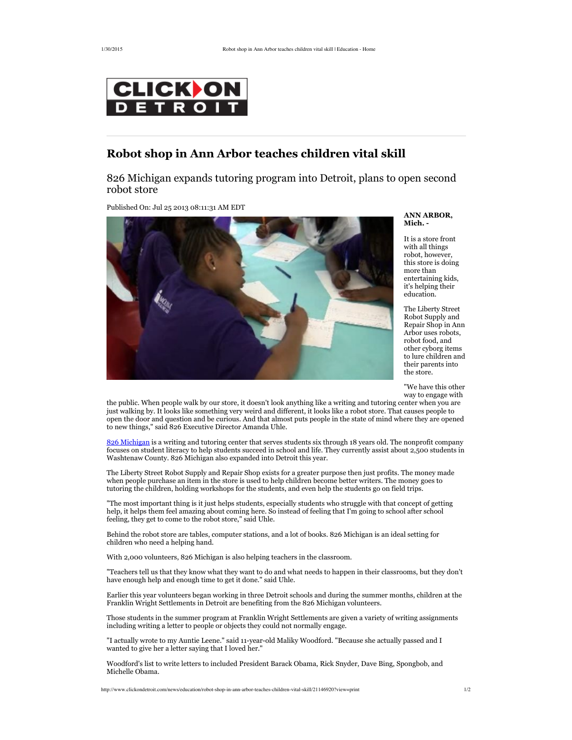CLICK ON DETROIT

# Robot shop in Ann Arbor teaches children vital skill

## 826 Michigan expands tutoring program into Detroit, plans to open second robot store

Published On: Jul 25 2013 08:11:31 AM EDT

**ANN ARBOR, Mich. -**

It is a store front with all things robot, however, this store is doing more than entertaining kids, it's helping their education.

The Liberty Street Robot Supply and Repair Shop in Ann Arbor uses robots, robot food, and other cyborg items to lure children and their parents into the store.

"We have this other way to engage with the public. When people walk by our store, it doesn't look anything like a writing and tutoring center when you are just walking by. It looks like something very weird and different, it looks like a robot store. That causes people to open the door and question and be curious. And that almost puts people in the state of mind where they are opened to new things," said 826 Executive Director Amanda Uhle.

826 Michigan is a writing and tutoring center that serves students six through 18 years old. The nonprofit company focuses on student literacy to help students succeed in school and life. They currently assist about 2,500 students in Washtenaw County. 826 Michigan also expanded into Detroit this year.

The Liberty Street Robot Supply and Repair Shop exists for a greater purpose then just profits. The money made when people purchase an item in the store is used to help children become better writers. The money goes to tutoring the children, holding workshops for the students, and even help the students go on field trips.

"The most important thing is it just helps students, especially students who struggle with that concept of getting help, it helps them feel amazing about coming here. So instead of feeling that I'm going to school after school feeling, they get to come to the robot store," said Uhle.

Behind the robot store are tables, computer stations, and a lot of books. 826 Michigan is an ideal setting for children who need a helping hand.

With 2,000 volunteers, 826 Michigan is also helping teachers in the classroom.

"Teachers tell us that they know what they want to do and what needs to happen in their classrooms, but they don't have enough help and enough time to get it done." said Uhle.

Earlier this year volunteers began working in three Detroit schools and during the summer months, children at the Franklin Wright Settlements in Detroit are benefiting from the 826 Michigan volunteers.

Those students in the summer program at Franklin Wright Settlements are given a variety of writing assignments including writing a letter to people or objects they could not normally engage.

"I actually wrote to my Auntie Leene." said 11-year-old Maliky Woodford. "Because she actually passed and I wanted to give her a letter saying that I loved her."

Woodford's list to write letters to included President Barack Obama, Rick Snyder, Dave Bing, Spongbob, and Michelle Obama.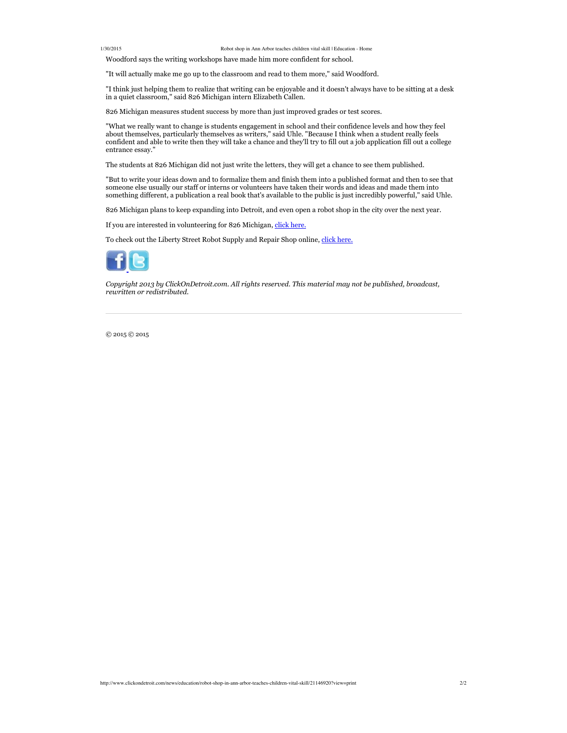Woodford says the writing workshops have made him more confident for school.

"It will actually make me go up to the classroom and read to them more," said Woodford.

"I think just helping them to realize that writing can be enjoyable and it doesn't always have to be sitting at a desk in a quiet classroom," said 826 Michigan intern Elizabeth Callen.

826 Michigan measures student success by more than just improved grades or test scores.

"What we really want to change is students engagement in school and their confidence levels and how they feel about themselves, particularly themselves as writers," said Uhle. "Because I think when a student really feels confident and able to write then they will take a chance and they'll try to fill out a job application fill out a college entrance essay."

The students at 826 Michigan did not just write the letters, they will get a chance to see them published.

"But to write your ideas down and to formalize them and finish them into a published format and then to see that someone else usually our staff or interns or volunteers have taken their words and ideas and made them into something different, a publication a real book that's available to the public is just incredibly powerful," said Uhle.

826 Michigan plans to keep expanding into Detroit, and even open a robot shop in the city over the next year.

If you are interested in volunteering for 826 Michigan, click here.

To check out the Liberty Street Robot Supply and Repair Shop online, click here.

*Copyright 2013 by ClickOnDetroit.com. All rights reserved. This material may not be published, broadcast, rewritten or redistributed.*

---

© 2015 © 2015